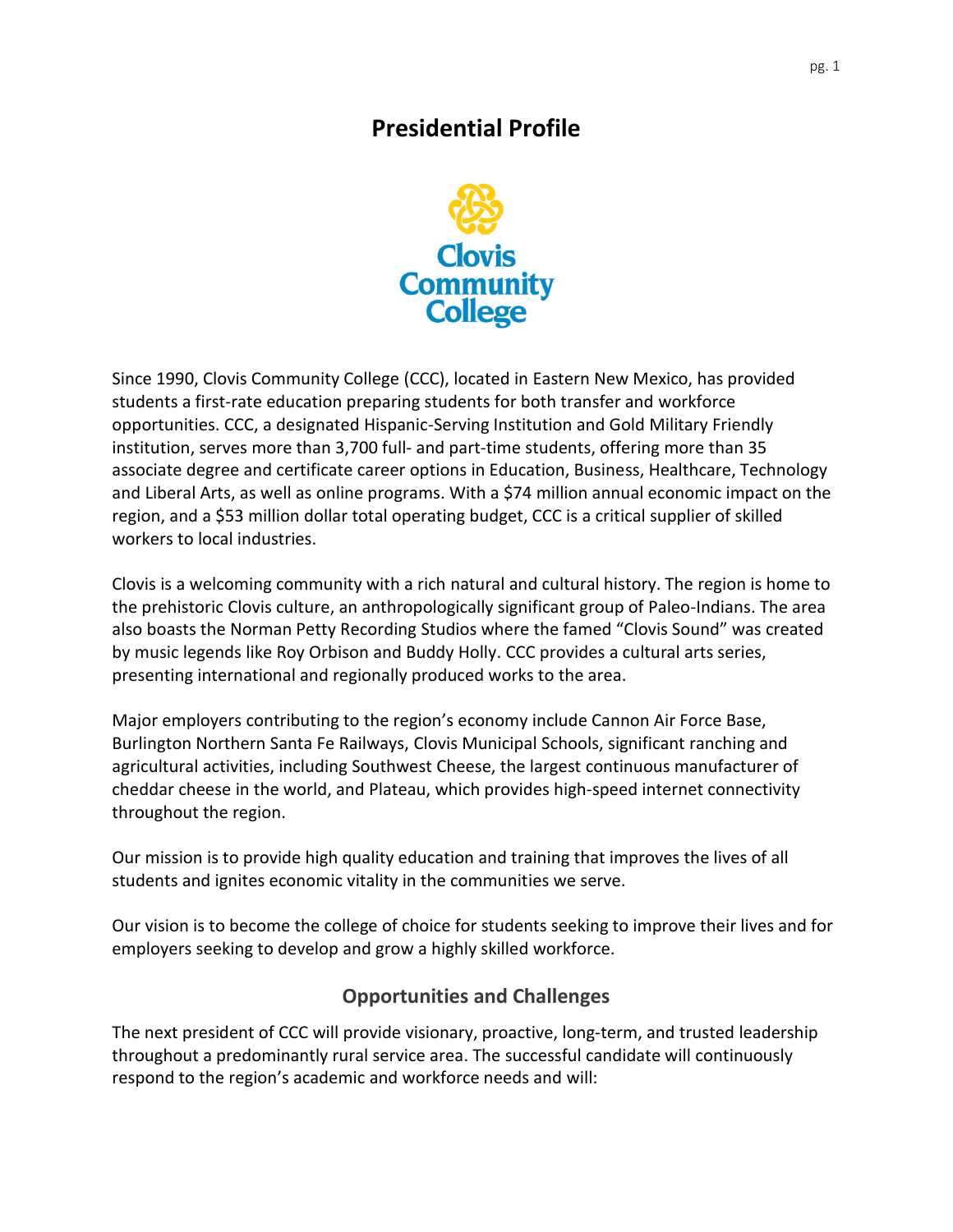# Presidential Profile

Since 1990, Clovis Community College (CCC), located in Eastern New Mexico, has provided students a first-rate education preparing students for both transfer and workforce opportunities. CCC, a designated Hispanic-Serving Institution and Gold Military Friendly institution, serves more than 3,700 full- and part-time students, offering more than 35 associate degree and certificate career options in Education, Business, Healthcare, Technology and Liberal Arts, as well as online programs. With a $74 million annual economic impact on the region, and a $53 million dollar total operating budget, CCC is a critical supplier of skilled workers to local industries.

Clovis is a welcoming community with a rich natural and cultural history. The region is home to the prehistoric Clovis culture, an anthropologically significant group of Paleo-Indians. The area also boasts the Norman Petty Recording Studios where the famed "Clovis Sound" was created by music legends like Roy Orbison and Buddy Holly. CCC provides a cultural arts series, presenting international and regionally produced works to the area.

Major employers contributing to the region's economy include Cannon Air Force Base, Burlington Northern Santa Fe Railways, Clovis Municipal Schools, significant ranching and agricultural activities, including Southwest Cheese, the largest continuous manufacturer of cheddar cheese in the world, and Plateau, which provides high-speed internet connectivity throughout the region.

Our mission is to provide high quality education and training that improves the lives of all students and ignites economic vitality in the communities we serve.

Our vision is to become the college of choice for students seeking to improve their lives and for employers seeking to develop and grow a highly skilled workforce.

## Opportunities and Challenges

The next president of CCC will provide visionary, proactive, long-term, and trusted leadership throughout a predominantly rural service area. The successful candidate will continuously respond to the region's academic and workforce needs and will: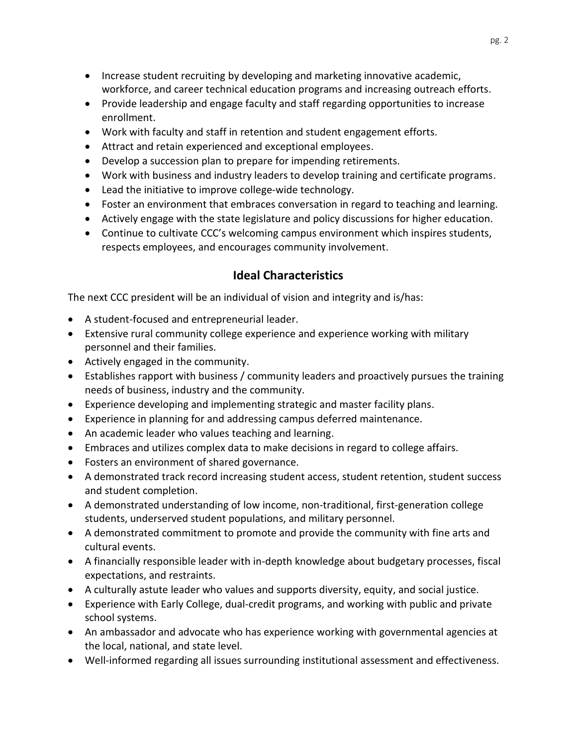- Increase student recruiting by developing and marketing innovative academic, workforce, and career technical education programs and increasing outreach efforts.
- Provide leadership and engage faculty and staff regarding opportunities to increase enrollment.
- Work with faculty and staff in retention and student engagement efforts.
- Attract and retain experienced and exceptional employees.
- Develop a succession plan to prepare for impending retirements.
- Work with business and industry leaders to develop training and certificate programs.
- Lead the initiative to improve college-wide technology.
- Foster an environment that embraces conversation in regard to teaching and learning.
- Actively engage with the state legislature and policy discussions for higher education.
- Continue to cultivate CCC's welcoming campus environment which inspires students, respects employees, and encourages community involvement.

## Ideal Characteristics

The next CCC president will be an individual of vision and integrity and is/has:

- A student-focused and entrepreneurial leader.
- Extensive rural community college experience and experience working with military personnel and their families.
- Actively engaged in the community.
- Establishes rapport with business / community leaders and proactively pursues the training needs of business, industry and the community.
- Experience developing and implementing strategic and master facility plans.
- Experience in planning for and addressing campus deferred maintenance.
- An academic leader who values teaching and learning.
- Embraces and utilizes complex data to make decisions in regard to college affairs.
- Fosters an environment of shared governance.
- A demonstrated track record increasing student access, student retention, student success and student completion.
- A demonstrated understanding of low income, non-traditional, first-generation college students, underserved student populations, and military personnel.
- A demonstrated commitment to promote and provide the community with fine arts and cultural events.
- A financially responsible leader with in-depth knowledge about budgetary processes, fiscal expectations, and restraints.
- A culturally astute leader who values and supports diversity, equity, and social justice.
- Experience with Early College, dual-credit programs, and working with public and private school systems.
- An ambassador and advocate who has experience working with governmental agencies at the local, national, and state level.
- Well-informed regarding all issues surrounding institutional assessment and effectiveness.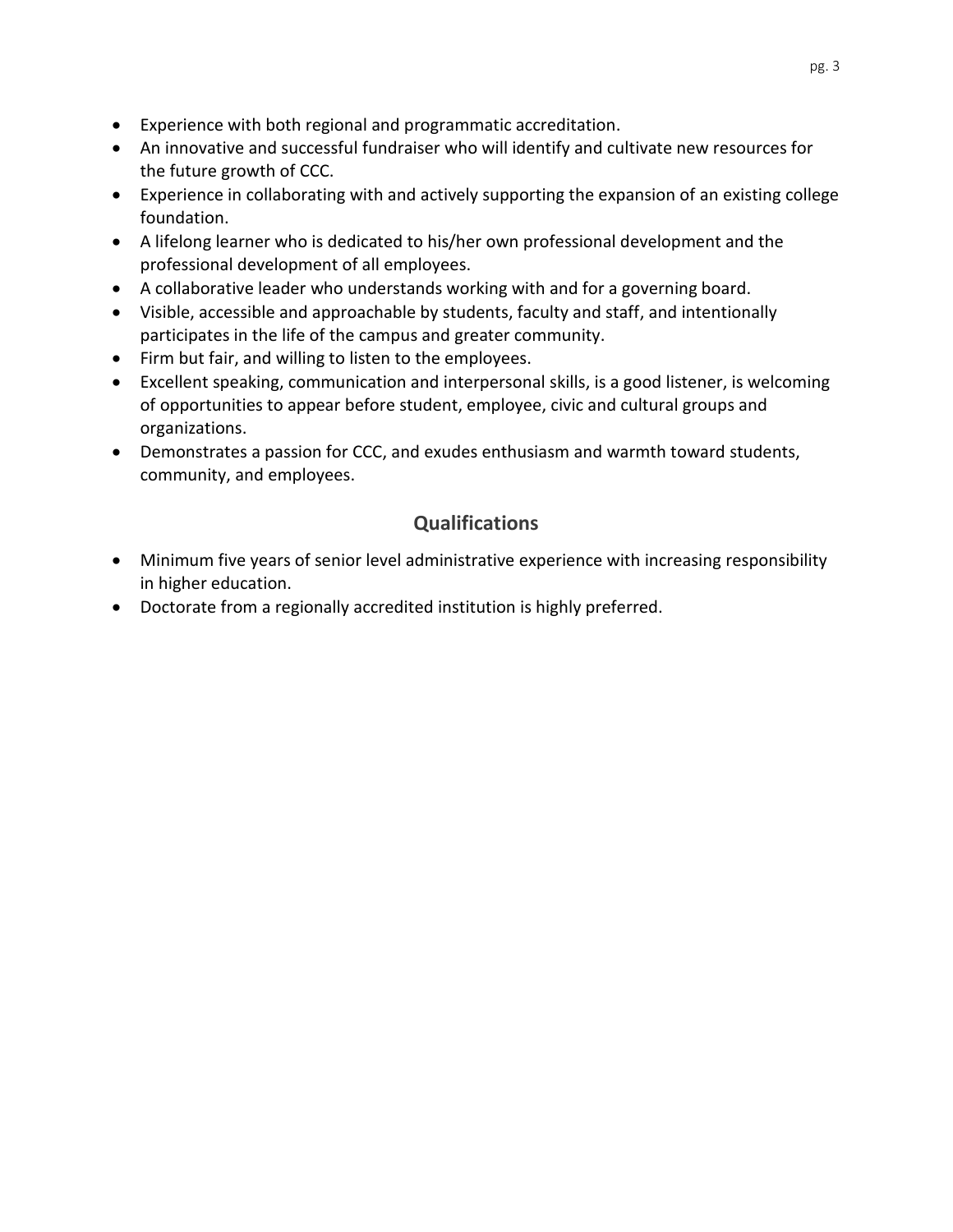- Experience with both regional and programmatic accreditation.
- An innovative and successful fundraiser who will identify and cultivate new resources for the future growth of CCC.
- Experience in collaborating with and actively supporting the expansion of an existing college foundation.
- A lifelong learner who is dedicated to his/her own professional development and the professional development of all employees.
- A collaborative leader who understands working with and for a governing board.
- Visible, accessible and approachable by students, faculty and staff, and intentionally participates in the life of the campus and greater community.
- Firm but fair, and willing to listen to the employees.
- Excellent speaking, communication and interpersonal skills, is a good listener, is welcoming of opportunities to appear before student, employee, civic and cultural groups and organizations.
- Demonstrates a passion for CCC, and exudes enthusiasm and warmth toward students, community, and employees.

## Qualifications

- Minimum five years of senior level administrative experience with increasing responsibility in higher education.
- Doctorate from a regionally accredited institution is highly preferred.